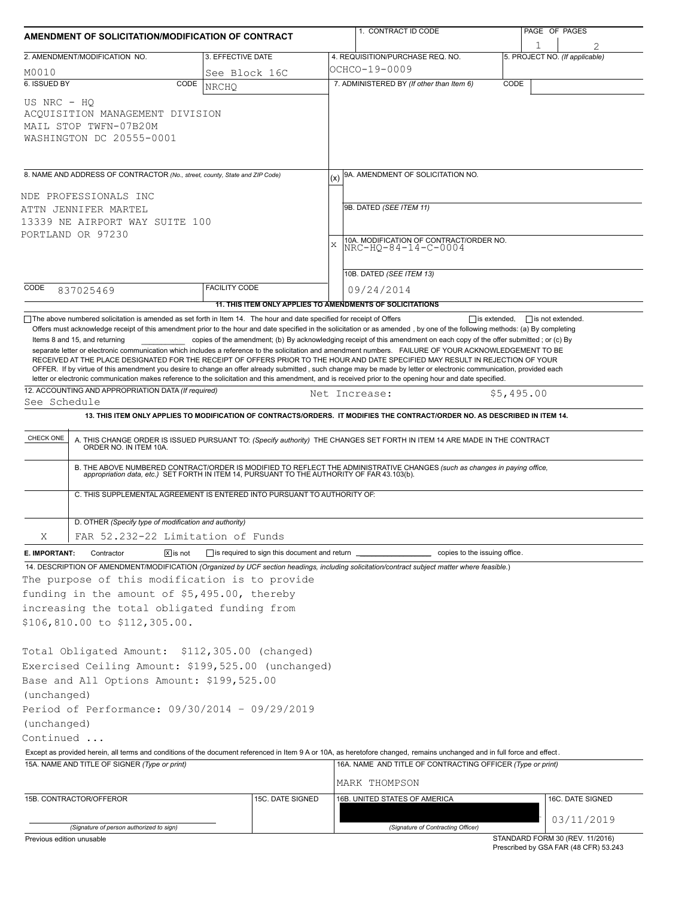# AMENDMENT OF SOLICITATION/MODIFICATION OF CONTRACT

| 1. CONTRACT ID CODE | PAGE OF PAGES |
|---|---|
| | 1 of 2 |

| 2. AMENDMENT/MODIFICATION NO. | 3. EFFECTIVE DATE | 4. REQUISITION/PURCHASE REQ. NO. | 5. PROJECT NO. (If applicable) |
|---|---|---|---|
| M0010 | See Block 16C | OCHCO-19-0009 | |

**6. ISSUED BY** CODE NRCHQ

US NRC - HQ
ACQUISITION MANAGEMENT DIVISION
MAIL STOP TWFN-07B20M
WASHINGTON DC 20555-0001

**7. ADMINISTERED BY** (If other than Item 6) CODE

**8. NAME AND ADDRESS OF CONTRACTOR** (No., street, county, State and ZIP Code)

NDE PROFESSIONALS INC
ATTN JENNIFER MARTEL
13339 NE AIRPORT WAY SUITE 100
PORTLAND OR 97230

CODE 837025469 FACILITY CODE

(x) 9A. AMENDMENT OF SOLICITATION NO.

9B. DATED (SEE ITEM 11)

X 10A. MODIFICATION OF CONTRACT/ORDER NO. NRC-HQ-84-14-C-0004

10B. DATED (SEE ITEM 13) 09/24/2014

**11. THIS ITEM ONLY APPLIES TO AMENDMENTS OF SOLICITATIONS**

☐ The above numbered solicitation is amended as set forth in Item 14. The hour and date specified for receipt of Offers ☐ is extended, ☐ is not extended.

Offers must acknowledge receipt of this amendment prior to the hour and date specified in the solicitation or as amended , by one of the following methods: (a) By completing Items 8 and 15, and returning \_\_\_\_\_\_\_\_\_\_ copies of the amendment; (b) By acknowledging receipt of this amendment on each copy of the offer submitted ; or (c) By separate letter or electronic communication which includes a reference to the solicitation and amendment numbers. FAILURE OF YOUR ACKNOWLEDGEMENT TO BE RECEIVED AT THE PLACE DESIGNATED FOR THE RECEIPT OF OFFERS PRIOR TO THE HOUR AND DATE SPECIFIED MAY RESULT IN REJECTION OF YOUR OFFER. If by virtue of this amendment you desire to change an offer already submitted , such change may be made by letter or electronic communication, provided each letter or electronic communication makes reference to the solicitation and this amendment, and is received prior to the opening hour and date specified.

**12. ACCOUNTING AND APPROPRIATION DATA** (If required)
See Schedule — Net Increase: $5,495.00

**13. THIS ITEM ONLY APPLIES TO MODIFICATION OF CONTRACTS/ORDERS. IT MODIFIES THE CONTRACT/ORDER NO. AS DESCRIBED IN ITEM 14.**

| CHECK ONE | |
|---|---|
| | A. THIS CHANGE ORDER IS ISSUED PURSUANT TO: (Specify authority) THE CHANGES SET FORTH IN ITEM 14 ARE MADE IN THE CONTRACT ORDER NO. IN ITEM 10A. |
| | B. THE ABOVE NUMBERED CONTRACT/ORDER IS MODIFIED TO REFLECT THE ADMINISTRATIVE CHANGES (such as changes in paying office, appropriation data, etc.) SET FORTH IN ITEM 14, PURSUANT TO THE AUTHORITY OF FAR 43.103(b). |
| | C. THIS SUPPLEMENTAL AGREEMENT IS ENTERED INTO PURSUANT TO AUTHORITY OF: |
| X | D. OTHER (Specify type of modification and authority) FAR 52.232-22 Limitation of Funds |

**E. IMPORTANT:** Contractor ☒ is not ☐ is required to sign this document and return \_\_\_\_\_\_\_\_ copies to the issuing office.

**14. DESCRIPTION OF AMENDMENT/MODIFICATION** (Organized by UCF section headings, including solicitation/contract subject matter where feasible.)

The purpose of this modification is to provide funding in the amount of $5,495.00, thereby increasing the total obligated funding from $106,810.00 to $112,305.00.

Total Obligated Amount: $112,305.00 (changed)
Exercised Ceiling Amount: $199,525.00 (unchanged)
Base and All Options Amount: $199,525.00 (unchanged)
Period of Performance: 09/30/2014 - 09/29/2019 (unchanged)
Continued ...

Except as provided herein, all terms and conditions of the document referenced in Item 9 A or 10A, as heretofore changed, remains unchanged and in full force and effect.

| 15A. NAME AND TITLE OF SIGNER (Type or print) | | 16A. NAME AND TITLE OF CONTRACTING OFFICER (Type or print) | |
|---|---|---|---|
| | | MARK THOMPSON | |
| 15B. CONTRACTOR/OFFEROR | 15C. DATE SIGNED | 16B. UNITED STATES OF AMERICA | 16C. DATE SIGNED |
| (Signature of person authorized to sign) | | (Signature of Contracting Officer) | 03/11/2019 |

Previous edition unusable

STANDARD FORM 30 (REV. 11/2016)
Prescribed by GSA FAR (48 CFR) 53.243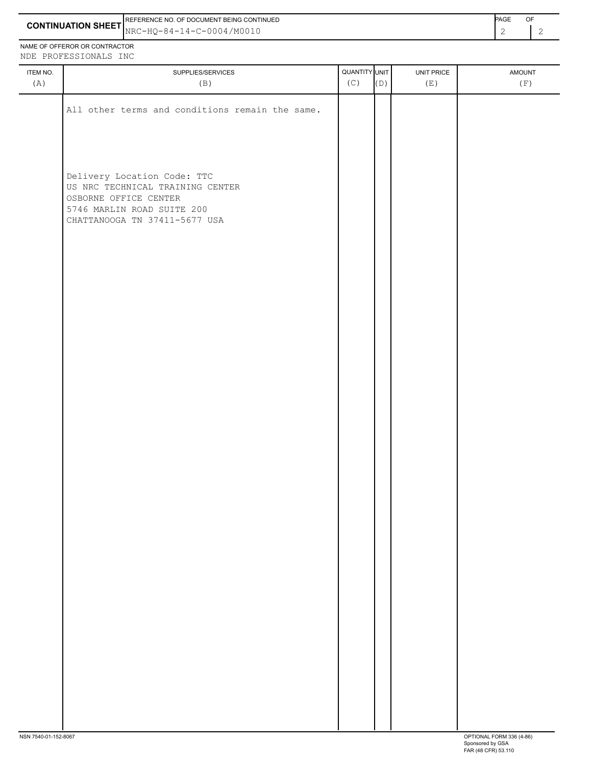**CONTINUATION SHEET**

REFERENCE NO. OF DOCUMENT BEING CONTINUED
NRC-HQ-84-14-C-0004/M0010

NAME OF OFFEROR OR CONTRACTOR
NDE PROFESSIONALS INC

| ITEM NO. (A) | SUPPLIES/SERVICES (B) | QUANTITY (C) | UNIT (D) | UNIT PRICE (E) | AMOUNT (F) |
|---|---|---|---|---|---|
| | All other terms and conditions remain the same. | | | | |
| | Delivery Location Code: TTC<br>US NRC TECHNICAL TRAINING CENTER<br>OSBORNE OFFICE CENTER<br>5746 MARLIN ROAD SUITE 200<br>CHATTANOOGA TN 37411-5677 USA | | | | |

NSN 7540-01-152-8067

OPTIONAL FORM 336 (4-86)
Sponsored by GSA
FAR (48 CFR) 53.110